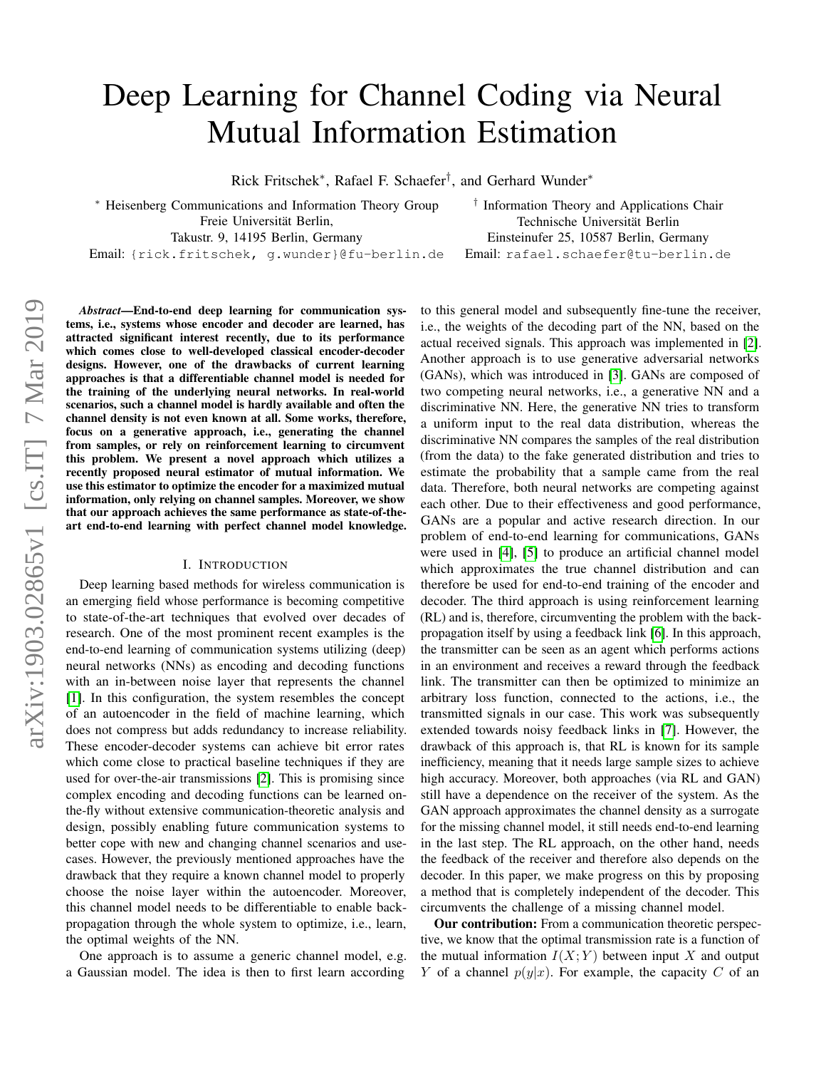# Deep Learning for Channel Coding via Neural Mutual Information Estimation

Rick Fritschek*, Rafael F. Schaefer†, and Gerhard Wunder*

\* Heisenberg Communications and Information Theory Group
Freie Universität Berlin,
Takustr. 9, 14195 Berlin, Germany
Email: {rick.fritschek, g.wunder}@fu-berlin.de

† Information Theory and Applications Chair
Technische Universität Berlin
Einsteinufer 25, 10587 Berlin, Germany
Email: rafael.schaefer@tu-berlin.de

***Abstract*—End-to-end deep learning for communication systems, i.e., systems whose encoder and decoder are learned, has attracted significant interest recently, due to its performance which comes close to well-developed classical encoder-decoder designs. However, one of the drawbacks of current learning approaches is that a differentiable channel model is needed for the training of the underlying neural networks. In real-world scenarios, such a channel model is hardly available and often the channel density is not even known at all. Some works, therefore, focus on a generative approach, i.e., generating the channel from samples, or rely on reinforcement learning to circumvent this problem. We present a novel approach which utilizes a recently proposed neural estimator of mutual information. We use this estimator to optimize the encoder for a maximized mutual information, only relying on channel samples. Moreover, we show that our approach achieves the same performance as state-of-the-art end-to-end learning with perfect channel model knowledge.**

## I. Introduction

Deep learning based methods for wireless communication is an emerging field whose performance is becoming competitive to state-of-the-art techniques that evolved over decades of research. One of the most prominent recent examples is the end-to-end learning of communication systems utilizing (deep) neural networks (NNs) as encoding and decoding functions with an in-between noise layer that represents the channel [1]. In this configuration, the system resembles the concept of an autoencoder in the field of machine learning, which does not compress but adds redundancy to increase reliability. These encoder-decoder systems can achieve bit error rates which come close to practical baseline techniques if they are used for over-the-air transmissions [2]. This is promising since complex encoding and decoding functions can be learned on-the-fly without extensive communication-theoretic analysis and design, possibly enabling future communication systems to better cope with new and changing channel scenarios and use-cases. However, the previously mentioned approaches have the drawback that they require a known channel model to properly choose the noise layer within the autoencoder. Moreover, this channel model needs to be differentiable to enable back-propagation through the whole system to optimize, i.e., learn, the optimal weights of the NN.

One approach is to assume a generic channel model, e.g. a Gaussian model. The idea is then to first learn according to this general model and subsequently fine-tune the receiver, i.e., the weights of the decoding part of the NN, based on the actual received signals. This approach was implemented in [2]. Another approach is to use generative adversarial networks (GANs), which was introduced in [3]. GANs are composed of two competing neural networks, i.e., a generative NN and a discriminative NN. Here, the generative NN tries to transform a uniform input to the real data distribution, whereas the discriminative NN compares the samples of the real distribution (from the data) to the fake generated distribution and tries to estimate the probability that a sample came from the real data. Therefore, both neural networks are competing against each other. Due to their effectiveness and good performance, GANs are a popular and active research direction. In our problem of end-to-end learning for communications, GANs were used in [4], [5] to produce an artificial channel model which approximates the true channel distribution and can therefore be used for end-to-end training of the encoder and decoder. The third approach is using reinforcement learning (RL) and is, therefore, circumventing the problem with the back-propagation itself by using a feedback link [6]. In this approach, the transmitter can be seen as an agent which performs actions in an environment and receives a reward through the feedback link. The transmitter can then be optimized to minimize an arbitrary loss function, connected to the actions, i.e., the transmitted signals in our case. This work was subsequently extended towards noisy feedback links in [7]. However, the drawback of this approach is, that RL is known for its sample inefficiency, meaning that it needs large sample sizes to achieve high accuracy. Moreover, both approaches (via RL and GAN) still have a dependence on the receiver of the system. As the GAN approach approximates the channel density as a surrogate for the missing channel model, it still needs end-to-end learning in the last step. The RL approach, on the other hand, needs the feedback of the receiver and therefore also depends on the decoder. In this paper, we make progress on this by proposing a method that is completely independent of the decoder. This circumvents the challenge of a missing channel model.

**Our contribution:** From a communication theoretic perspective, we know that the optimal transmission rate is a function of the mutual information $I(X;Y)$ between input $X$ and output $Y$ of a channel $p(y|x)$. For example, the capacity $C$ of an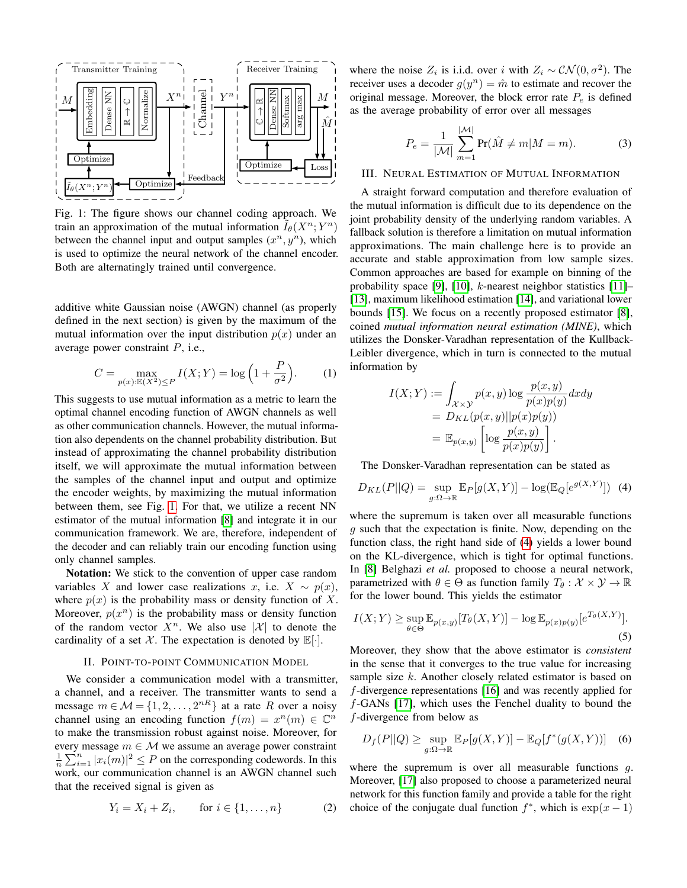Fig. 1: The figure shows our channel coding approach. We train an approximation of the mutual information $\tilde{I}_\theta(X^n;Y^n)$ between the channel input and output samples $(x^n, y^n)$, which is used to optimize the neural network of the channel encoder. Both are alternatingly trained until convergence.

additive white Gaussian noise (AWGN) channel (as properly defined in the next section) is given by the maximum of the mutual information over the input distribution $p(x)$ under an average power constraint $P$, i.e.,

$$C = \max_{p(x):\mathbb{E}(X^2)\leq P} I(X;Y) = \log\left(1 + \frac{P}{\sigma^2}\right). \tag{1}$$

This suggests to use mutual information as a metric to learn the optimal channel encoding function of AWGN channels as well as other communication channels. However, the mutual information also dependents on the channel probability distribution. But instead of approximating the channel probability distribution itself, we will approximate the mutual information between the samples of the channel input and output and optimize the encoder weights, by maximizing the mutual information between them, see Fig. 1. For that, we utilize a recent NN estimator of the mutual information [8] and integrate it in our communication framework. We are, therefore, independent of the decoder and can reliably train our encoding function using only channel samples.

**Notation:** We stick to the convention of upper case random variables $X$ and lower case realizations $x$, i.e. $X \sim p(x)$, where $p(x)$ is the probability mass or density function of $X$. Moreover, $p(x^n)$ is the probability mass or density function of the random vector $X^n$. We also use $|\mathcal{X}|$ to denote the cardinality of a set $\mathcal{X}$. The expectation is denoted by $\mathbb{E}[\cdot]$.

## II. Point-to-point Communication Model

We consider a communication model with a transmitter, a channel, and a receiver. The transmitter wants to send a message $m \in \mathcal{M} = \{1, 2, \dots, 2^{nR}\}$ at a rate $R$ over a noisy channel using an encoding function $f(m) = x^n(m) \in \mathbb{C}^n$ to make the transmission robust against noise. Moreover, for every message $m \in \mathcal{M}$ we assume an average power constraint $\frac{1}{n}\sum_{i=1}^{n}|x_i(m)|^2 \leq P$ on the corresponding codewords. In this work, our communication channel is an AWGN channel such that the received signal is given as

$$Y_i = X_i + Z_i, \qquad \text{for } i \in \{1, \dots, n\} \tag{2}$$

where the noise $Z_i$ is i.i.d. over $i$ with $Z_i \sim \mathcal{CN}(0, \sigma^2)$. The receiver uses a decoder $g(y^n) = \hat{m}$ to estimate and recover the original message. Moreover, the block error rate $P_e$ is defined as the average probability of error over all messages

$$P_e = \frac{1}{|\mathcal{M}|}\sum_{m=1}^{|\mathcal{M}|} \Pr(\hat{M} \neq m | M = m). \tag{3}$$

## III. Neural Estimation of Mutual Information

A straight forward computation and therefore evaluation of the mutual information is difficult due to its dependence on the joint probability density of the underlying random variables. A fallback solution is therefore a limitation on mutual information approximations. The main challenge here is to provide an accurate and stable approximation from low sample sizes. Common approaches are based for example on binning of the probability space [9], [10], $k$-nearest neighbor statistics [11]–[13], maximum likelihood estimation [14], and variational lower bounds [15]. We focus on a recently proposed estimator [8], coined *mutual information neural estimation (MINE)*, which utilizes the Donsker-Varadhan representation of the Kullback-Leibler divergence, which in turn is connected to the mutual information by

$$\begin{aligned} I(X;Y) &:= \int_{\mathcal{X}\times\mathcal{Y}} p(x,y)\log\frac{p(x,y)}{p(x)p(y)}dxdy \\ &= D_{KL}(p(x,y)||p(x)p(y)) \\ &= \mathbb{E}_{p(x,y)}\left[\log\frac{p(x,y)}{p(x)p(y)}\right]. \end{aligned}$$

The Donsker-Varadhan representation can be stated as

$$D_{KL}(P||Q) = \sup_{g:\Omega\to\mathbb{R}} \mathbb{E}_P[g(X,Y)] - \log(\mathbb{E}_Q[e^{g(X,Y)}]) \tag{4}$$

where the supremum is taken over all measurable functions $g$ such that the expectation is finite. Now, depending on the function class, the right hand side of (4) yields a lower bound on the KL-divergence, which is tight for optimal functions. In [8] Belghazi *et al.* proposed to choose a neural network, parametrized with $\theta \in \Theta$ as function family $T_\theta : \mathcal{X}\times\mathcal{Y} \to \mathbb{R}$ for the lower bound. This yields the estimator

$$I(X;Y) \geq \sup_{\theta\in\Theta} \mathbb{E}_{p(x,y)}[T_\theta(X,Y)] - \log\mathbb{E}_{p(x)p(y)}[e^{T_\theta(X,Y)}]. \tag{5}$$

Moreover, they show that the above estimator is *consistent* in the sense that it converges to the true value for increasing sample size $k$. Another closely related estimator is based on $f$-divergence representations [16] and was recently applied for $f$-GANs [17], which uses the Fenchel duality to bound the $f$-divergence from below as

$$D_f(P||Q) \geq \sup_{g:\Omega\to\mathbb{R}} \mathbb{E}_P[g(X,Y)] - \mathbb{E}_Q[f^*(g(X,Y))] \tag{6}$$

where the supremum is over all measurable functions $g$. Moreover, [17] also proposed to choose a parameterized neural network for this function family and provide a table for the right choice of the conjugate dual function $f^*$, which is $\exp(x-1)$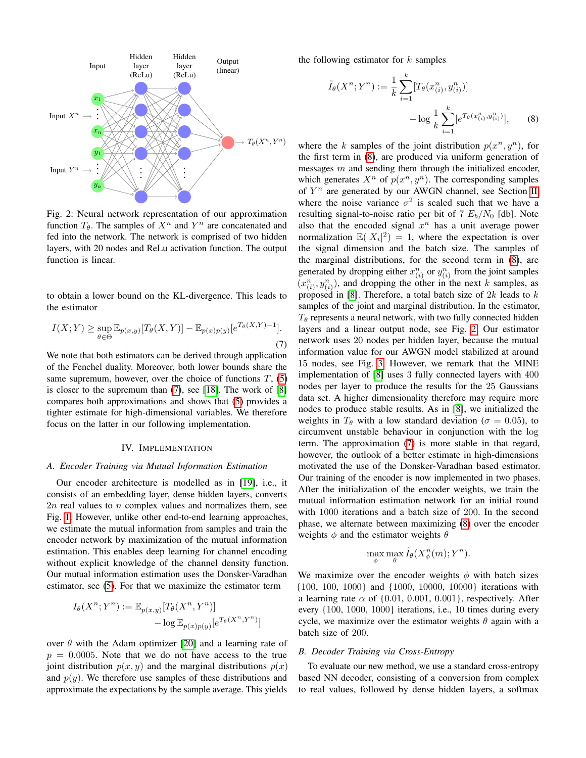Fig. 2: Neural network representation of our approximation function $T_\theta$. The samples of $X^n$ and $Y^n$ are concatenated and fed into the network. The network is comprised of two hidden layers, with 20 nodes and ReLu activation function. The output function is linear.

to obtain a lower bound on the KL-divergence. This leads to the estimator

$$I(X;Y) \geq \sup_{\theta \in \Theta} \mathbb{E}_{p(x,y)}[T_\theta(X,Y)] - \mathbb{E}_{p(x)p(y)}[e^{T_\theta(X,Y)-1}]. \tag{7}$$

We note that both estimators can be derived through application of the Fenchel duality. Moreover, both lower bounds share the same supremum, however, over the choice of functions $T$, (5) is closer to the supremum than (7), see [18]. The work of [8] compares both approximations and shows that (5) provides a tighter estimate for high-dimensional variables. We therefore focus on the latter in our following implementation.

## IV. Implementation

### A. Encoder Training via Mutual Information Estimation

Our encoder architecture is modelled as in [19], i.e., it consists of an embedding layer, dense hidden layers, converts $2n$ real values to $n$ complex values and normalizes them, see Fig. 1. However, unlike other end-to-end learning approaches, we estimate the mutual information from samples and train the encoder network by maximization of the mutual information estimation. This enables deep learning for channel encoding without explicit knowledge of the channel density function. Our mutual information estimation uses the Donsker-Varadhan estimator, see (5). For that we maximize the estimator term

$$I_\theta(X^n;Y^n) := \mathbb{E}_{p(x,y)}[T_\theta(X^n,Y^n)] - \log \mathbb{E}_{p(x)p(y)}[e^{T_\theta(X^n,Y^n)}]$$

over $\theta$ with the Adam optimizer [20] and a learning rate of $p = 0.0005$. Note that we do not have access to the true joint distribution $p(x,y)$ and the marginal distributions $p(x)$ and $p(y)$. We therefore use samples of these distributions and approximate the expectations by the sample average. This yields the following estimator for $k$ samples

$$\tilde{I}_\theta(X^n;Y^n) := \frac{1}{k}\sum_{i=1}^{k}[T_\theta(x^n_{(i)}, y^n_{(i)})] - \log \frac{1}{k}\sum_{i=1}^{k}[e^{T_\theta(x^n_{(i)}, \bar{y}^n_{(i)})}], \tag{8}$$

where the $k$ samples of the joint distribution $p(x^n, y^n)$, for the first term in (8), are produced via uniform generation of messages $m$ and sending them through the initialized encoder, which generates $X^n$ of $p(x^n, y^n)$. The corresponding samples of $Y^n$ are generated by our AWGN channel, see Section II, where the noise variance $\sigma^2$ is scaled such that we have a resulting signal-to-noise ratio per bit of 7 $E_b/N_0$ [db]. Note also that the encoded signal $x^n$ has a unit average power normalization $\mathbb{E}(|X_i|^2) = 1$, where the expectation is over the signal dimension and the batch size. The samples of the marginal distributions, for the second term in (8), are generated by dropping either $x^n_{(i)}$ or $y^n_{(i)}$ from the joint samples $(x^n_{(i)}, y^n_{(i)})$, and dropping the other in the next $k$ samples, as proposed in [8]. Therefore, a total batch size of $2k$ leads to $k$ samples of the joint and marginal distribution. In the estimator, $T_\theta$ represents a neural network, with two fully connected hidden layers and a linear output node, see Fig. 2. Our estimator network uses 20 nodes per hidden layer, because the mutual information value for our AWGN model stabilized at around 15 nodes, see Fig. 3. However, we remark that the MINE implementation of [8] uses 3 fully connected layers with 400 nodes per layer to produce the results for the 25 Gaussians data set. A higher dimensionality therefore may require more nodes to produce stable results. As in [8], we initialized the weights in $T_\theta$ with a low standard deviation ($\sigma = 0.05$), to circumvent unstable behaviour in conjunction with the log term. The approximation (7) is more stable in that regard, however, the outlook of a better estimate in high-dimensions motivated the use of the Donsker-Varadhan based estimator. Our training of the encoder is now implemented in two phases. After the initialization of the encoder weights, we train the mutual information estimation network for an initial round with 1000 iterations and a batch size of 200. In the second phase, we alternate between maximizing (8) over the encoder weights $\phi$ and the estimator weights $\theta$

$$\max_\phi \max_\theta \tilde{I}_\theta(X^n_\phi(m); Y^n).$$

We maximize over the encoder weights $\phi$ with batch sizes {100, 100, 1000} and {1000, 10000, 10000} iterations with a learning rate $\alpha$ of {0.01, 0.001, 0.001}, respectively. After every {100, 1000, 1000} iterations, i.e., 10 times during every cycle, we maximize over the estimator weights $\theta$ again with a batch size of 200.

### B. Decoder Training via Cross-Entropy

To evaluate our new method, we use a standard cross-entropy based NN decoder, consisting of a conversion from complex to real values, followed by dense hidden layers, a softmax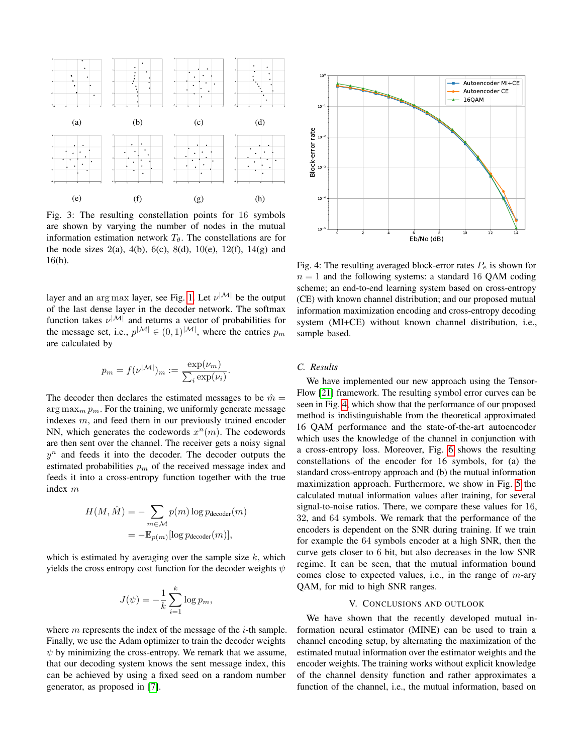Fig. 3: The resulting constellation points for 16 symbols are shown by varying the number of nodes in the mutual information estimation network $T_\theta$. The constellations are for the node sizes 2(a), 4(b), 6(c), 8(d), 10(e), 12(f), 14(g) and 16(h).

layer and an $\arg\max$ layer, see Fig. 1. Let $\nu^{|\mathcal{M}|}$ be the output of the last dense layer in the decoder network. The softmax function takes $\nu^{|\mathcal{M}|}$ and returns a vector of probabilities for the message set, i.e., $p^{|\mathcal{M}|} \in (0,1)^{|\mathcal{M}|}$, where the entries $p_m$ are calculated by

$$p_m = f(\nu^{|\mathcal{M}|})_m := \frac{\exp(\nu_m)}{\sum_i \exp(\nu_i)}.$$

The decoder then declares the estimated messages to be $\hat{m} = \arg\max_m p_m$. For the training, we uniformly generate message indexes $m$, and feed them in our previously trained encoder NN, which generates the codewords $x^n(m)$. The codewords are then sent over the channel. The receiver gets a noisy signal $y^n$ and feeds it into the decoder. The decoder outputs the estimated probabilities $p_m$ of the received message index and feeds it into a cross-entropy function together with the true index $m$

$$\begin{aligned} H(M, \hat{M}) &= -\sum_{m \in \mathcal{M}} p(m) \log p_{\text{decoder}}(m) \\ &= -\mathbb{E}_{p(m)}[\log p_{\text{decoder}}(m)], \end{aligned}$$

which is estimated by averaging over the sample size $k$, which yields the cross entropy cost function for the decoder weights $\psi$

$$J(\psi) = -\frac{1}{k} \sum_{i=1}^{k} \log p_m,$$

where $m$ represents the index of the message of the $i$-th sample. Finally, we use the Adam optimizer to train the decoder weights $\psi$ by minimizing the cross-entropy. We remark that we assume, that our decoding system knows the sent message index, this can be achieved by using a fixed seed on a random number generator, as proposed in [7].

Fig. 4: The resulting averaged block-error rates $P_e$ is shown for $n = 1$ and the following systems: a standard 16 QAM coding scheme; an end-to-end learning system based on cross-entropy (CE) with known channel distribution; and our proposed mutual information maximization encoding and cross-entropy decoding system (MI+CE) without known channel distribution, i.e., sample based.

### C. Results

We have implemented our new approach using the TensorFlow [21] framework. The resulting symbol error curves can be seen in Fig. 4, which show that the performance of our proposed method is indistinguishable from the theoretical approximated 16 QAM performance and the state-of-the-art autoencoder which uses the knowledge of the channel in conjunction with a cross-entropy loss. Moreover, Fig. 6 shows the resulting constellations of the encoder for 16 symbols, for (a) the standard cross-entropy approach and (b) the mutual information maximization approach. Furthermore, we show in Fig. 5 the calculated mutual information values after training, for several signal-to-noise ratios. There, we compare these values for 16, 32, and 64 symbols. We remark that the performance of the encoders is dependent on the SNR during training. If we train for example the 64 symbols encoder at a high SNR, then the curve gets closer to 6 bit, but also decreases in the low SNR regime. It can be seen, that the mutual information bound comes close to expected values, i.e., in the range of $m$-ary QAM, for mid to high SNR ranges.

## V. Conclusions and Outlook

We have shown that the recently developed mutual information neural estimator (MINE) can be used to train a channel encoding setup, by alternating the maximization of the estimated mutual information over the estimator weights and the encoder weights. The training works without explicit knowledge of the channel density function and rather approximates a function of the channel, i.e., the mutual information, based on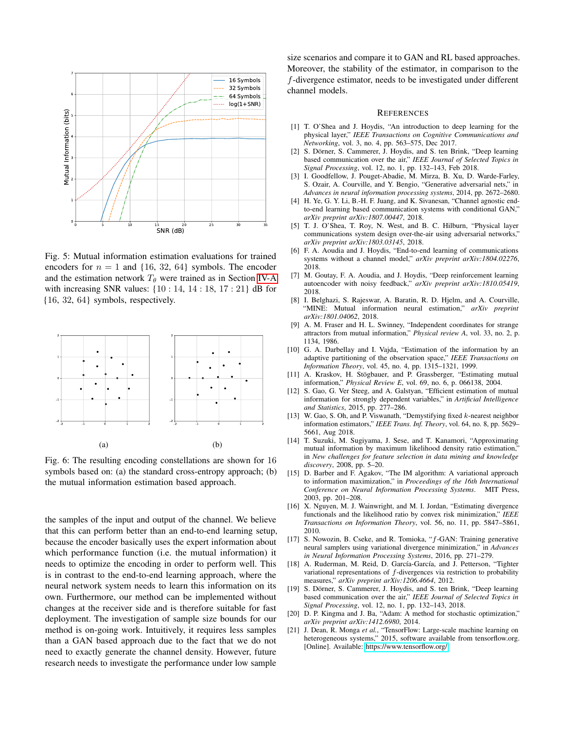7
6
5
4
3
2
1
0

Mutual Information (bits)

0 5 10 15 20 25 30 35

SNR (dB)

16 Symbols
32 Symbols
64 Symbols
log(1+SNR)

Fig. 5: Mutual information estimation evaluations for trained encoders for $n = 1$ and $\{16,\ 32,\ 64\}$ symbols. The encoder and the estimation network $T_\theta$ were trained as in Section IV-A with increasing SNR values: $\{10 : 14,\ 14 : 18,\ 17 : 21\}$ dB for $\{16,\ 32,\ 64\}$ symbols, respectively.

(a)

(b)

Fig. 6: The resulting encoding constellations are shown for 16 symbols based on: (a) the standard cross-entropy approach; (b) the mutual information estimation based approach.

the samples of the input and output of the channel. We believe that this can perform better than an end-to-end learning setup, because the encoder basically uses the expert information about which performance function (i.e. the mutual information) it needs to optimize the encoding in order to perform well. This is in contrast to the end-to-end learning approach, where the neural network system needs to learn this information on its own. Furthermore, our method can be implemented without changes at the receiver side and is therefore suitable for fast deployment. The investigation of sample size bounds for our method is on-going work. Intuitively, it requires less samples than a GAN based approach due to the fact that we do not need to exactly generate the channel density. However, future research needs to investigate the performance under low sample size scenarios and compare it to GAN and RL based approaches. Moreover, the stability of the estimator, in comparison to the $f$-divergence estimator, needs to be investigated under different channel models.

## References

[1] T. O'Shea and J. Hoydis, "An introduction to deep learning for the physical layer," *IEEE Transactions on Cognitive Communications and Networking*, vol. 3, no. 4, pp. 563–575, Dec 2017.

[2] S. Dörner, S. Cammerer, J. Hoydis, and S. ten Brink, "Deep learning based communication over the air," *IEEE Journal of Selected Topics in Signal Processing*, vol. 12, no. 1, pp. 132–143, Feb 2018.

[3] I. Goodfellow, J. Pouget-Abadie, M. Mirza, B. Xu, D. Warde-Farley, S. Ozair, A. Courville, and Y. Bengio, "Generative adversarial nets," in *Advances in neural information processing systems*, 2014, pp. 2672–2680.

[4] H. Ye, G. Y. Li, B.-H. F. Juang, and K. Sivanesan, "Channel agnostic end-to-end learning based communication systems with conditional GAN," *arXiv preprint arXiv:1807.00447*, 2018.

[5] T. J. O'Shea, T. Roy, N. West, and B. C. Hilburn, "Physical layer communications system design over-the-air using adversarial networks," *arXiv preprint arXiv:1803.03145*, 2018.

[6] F. A. Aoudia and J. Hoydis, "End-to-end learning of communications systems without a channel model," *arXiv preprint arXiv:1804.02276*, 2018.

[7] M. Goutay, F. A. Aoudia, and J. Hoydis, "Deep reinforcement learning autoencoder with noisy feedback," *arXiv preprint arXiv:1810.05419*, 2018.

[8] I. Belghazi, S. Rajeswar, A. Baratin, R. D. Hjelm, and A. Courville, "MINE: Mutual information neural estimation," *arXiv preprint arXiv:1801.04062*, 2018.

[9] A. M. Fraser and H. L. Swinney, "Independent coordinates for strange attractors from mutual information," *Physical review A*, vol. 33, no. 2, p. 1134, 1986.

[10] G. A. Darbellay and I. Vajda, "Estimation of the information by an adaptive partitioning of the observation space," *IEEE Transactions on Information Theory*, vol. 45, no. 4, pp. 1315–1321, 1999.

[11] A. Kraskov, H. Stögbauer, and P. Grassberger, "Estimating mutual information," *Physical Review E*, vol. 69, no. 6, p. 066138, 2004.

[12] S. Gao, G. Ver Steeg, and A. Galstyan, "Efficient estimation of mutual information for strongly dependent variables," in *Artificial Intelligence and Statistics*, 2015, pp. 277–286.

[13] W. Gao, S. Oh, and P. Viswanath, "Demystifying fixed $k$-nearest neighbor information estimators," *IEEE Trans. Inf. Theory*, vol. 64, no. 8, pp. 5629–5661, Aug 2018.

[14] T. Suzuki, M. Sugiyama, J. Sese, and T. Kanamori, "Approximating mutual information by maximum likelihood density ratio estimation," in *New challenges for feature selection in data mining and knowledge discovery*, 2008, pp. 5–20.

[15] D. Barber and F. Agakov, "The IM algorithm: A variational approach to information maximization," in *Proceedings of the 16th International Conference on Neural Information Processing Systems*. MIT Press, 2003, pp. 201–208.

[16] X. Nguyen, M. J. Wainwright, and M. I. Jordan, "Estimating divergence functionals and the likelihood ratio by convex risk minimization," *IEEE Transactions on Information Theory*, vol. 56, no. 11, pp. 5847–5861, 2010.

[17] S. Nowozin, B. Cseke, and R. Tomioka, "$f$-GAN: Training generative neural samplers using variational divergence minimization," in *Advances in Neural Information Processing Systems*, 2016, pp. 271–279.

[18] A. Ruderman, M. Reid, D. García-García, and J. Petterson, "Tighter variational representations of $f$-divergences via restriction to probability measures," *arXiv preprint arXiv:1206.4664*, 2012.

[19] S. Dörner, S. Cammerer, J. Hoydis, and S. ten Brink, "Deep learning based communication over the air," *IEEE Journal of Selected Topics in Signal Processing*, vol. 12, no. 1, pp. 132–143, 2018.

[20] D. P. Kingma and J. Ba, "Adam: A method for stochastic optimization," *arXiv preprint arXiv:1412.6980*, 2014.

[21] J. Dean, R. Monga *et al.*, "TensorFlow: Large-scale machine learning on heterogeneous systems," 2015, software available from tensorflow.org. [Online]. Available: https://www.tensorflow.org/